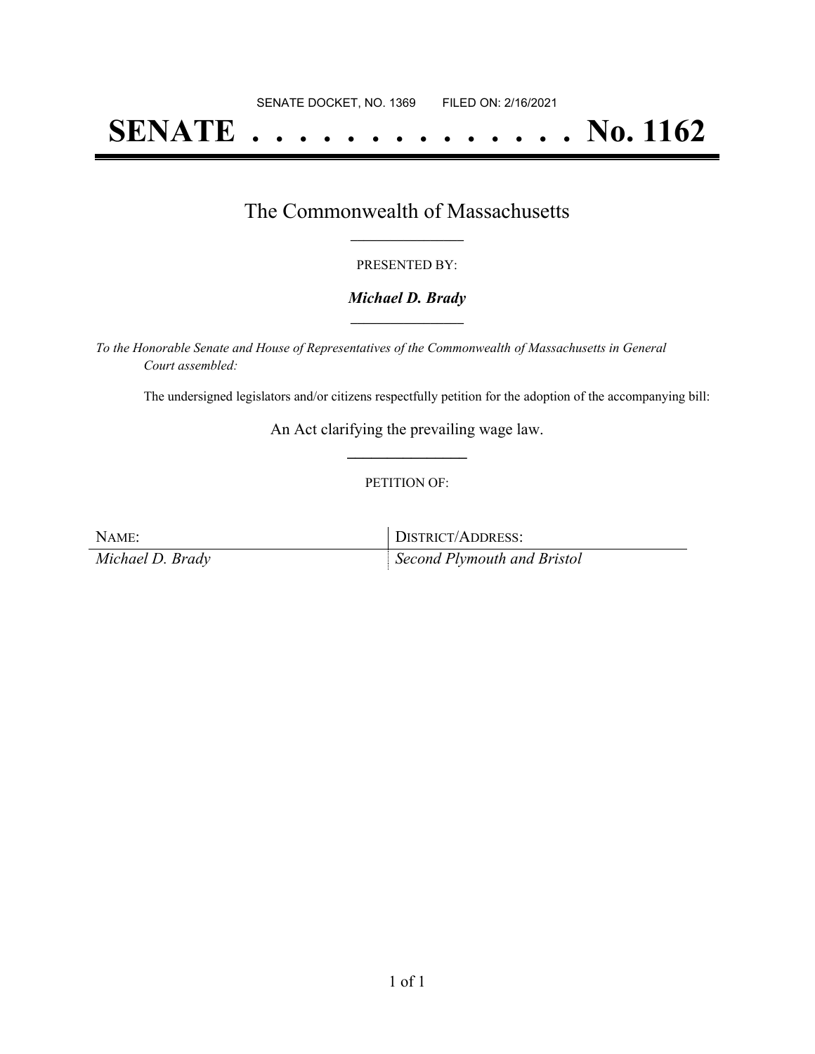SENATE DOCKET, NO. 1369        FILED ON: 2/16/2021

# SENATE . . . . . . . . . . . . . . No. 1162

## The Commonwealth of Massachusetts

PRESENTED BY:

***Michael D. Brady***

*To the Honorable Senate and House of Representatives of the Commonwealth of Massachusetts in General Court assembled:*

The undersigned legislators and/or citizens respectfully petition for the adoption of the accompanying bill:

An Act clarifying the prevailing wage law.

PETITION OF:

| NAME: | DISTRICT/ADDRESS: |
| --- | --- |
| *Michael D. Brady* | *Second Plymouth and Bristol* |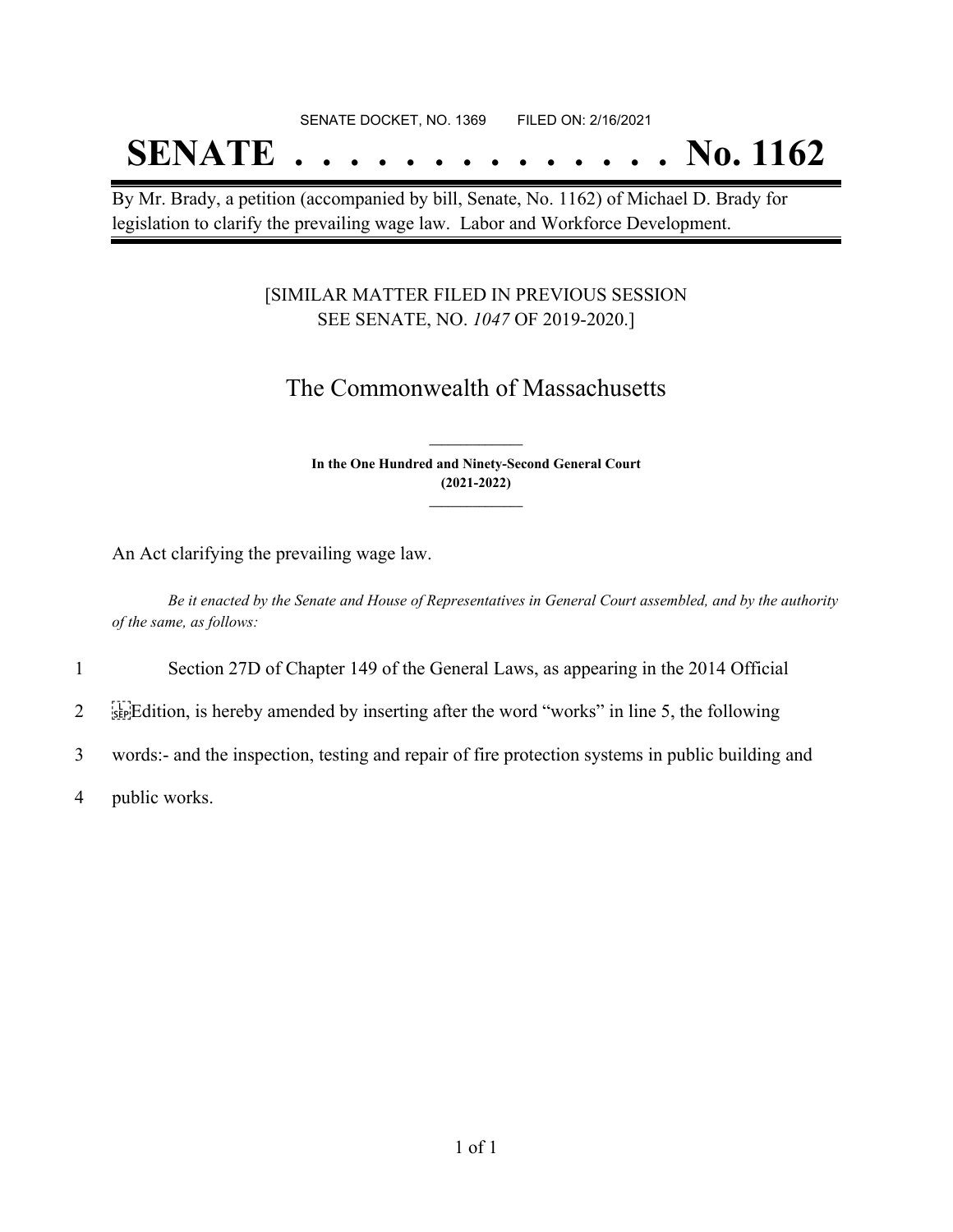SENATE DOCKET, NO. 1369 FILED ON: 2/16/2021

# SENATE . . . . . . . . . . . . . . No. 1162

By Mr. Brady, a petition (accompanied by bill, Senate, No. 1162) of Michael D. Brady for legislation to clarify the prevailing wage law. Labor and Workforce Development.

[SIMILAR MATTER FILED IN PREVIOUS SESSION SEE SENATE, NO. *1047* OF 2019-2020.]

## The Commonwealth of Massachusetts

**In the One Hundred and Ninety-Second General Court (2021-2022)**

An Act clarifying the prevailing wage law.

*Be it enacted by the Senate and House of Representatives in General Court assembled, and by the authority of the same, as follows:*

1 Section 27D of Chapter 149 of the General Laws, as appearing in the 2014 Official
2 Edition, is hereby amended by inserting after the word "works" in line 5, the following
3 words:- and the inspection, testing and repair of fire protection systems in public building and
4 public works.